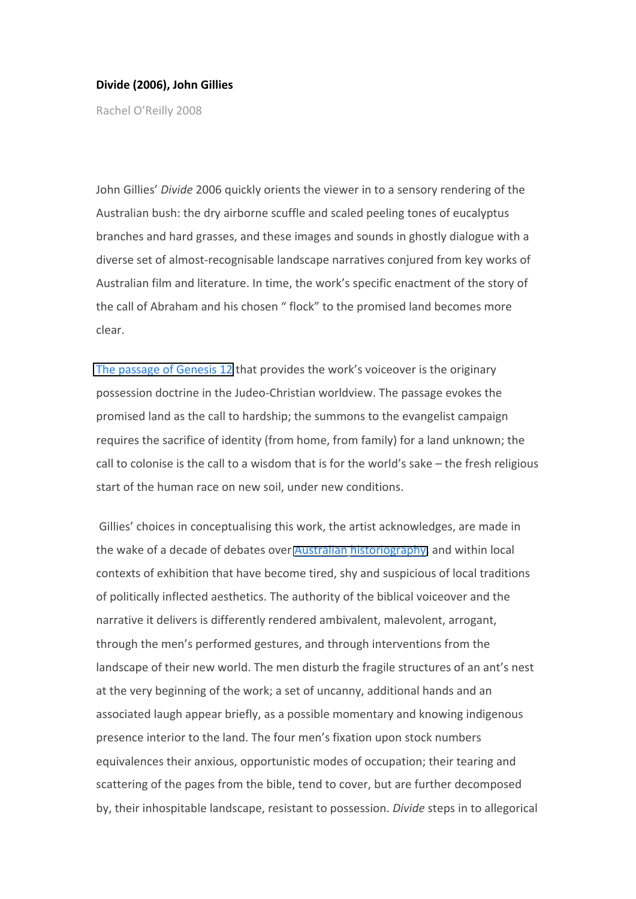**Divide (2006), John Gillies**

Rachel O'Reilly 2008

John Gillies' *Divide* 2006 quickly orients the viewer in to a sensory rendering of the Australian bush: the dry airborne scuffle and scaled peeling tones of eucalyptus branches and hard grasses, and these images and sounds in ghostly dialogue with a diverse set of almost-recognisable landscape narratives conjured from key works of Australian film and literature. In time, the work's specific enactment of the story of the call of Abraham and his chosen " flock" to the promised land becomes more clear.

The passage of Genesis 12 that provides the work's voiceover is the originary possession doctrine in the Judeo-Christian worldview. The passage evokes the promised land as the call to hardship; the summons to the evangelist campaign requires the sacrifice of identity (from home, from family) for a land unknown; the call to colonise is the call to a wisdom that is for the world's sake – the fresh religious start of the human race on new soil, under new conditions.

Gillies' choices in conceptualising this work, the artist acknowledges, are made in the wake of a decade of debates over Australian historiography and within local contexts of exhibition that have become tired, shy and suspicious of local traditions of politically inflected aesthetics. The authority of the biblical voiceover and the narrative it delivers is differently rendered ambivalent, malevolent, arrogant, through the men's performed gestures, and through interventions from the landscape of their new world. The men disturb the fragile structures of an ant's nest at the very beginning of the work; a set of uncanny, additional hands and an associated laugh appear briefly, as a possible momentary and knowing indigenous presence interior to the land. The four men's fixation upon stock numbers equivalences their anxious, opportunistic modes of occupation; their tearing and scattering of the pages from the bible, tend to cover, but are further decomposed by, their inhospitable landscape, resistant to possession. *Divide* steps in to allegorical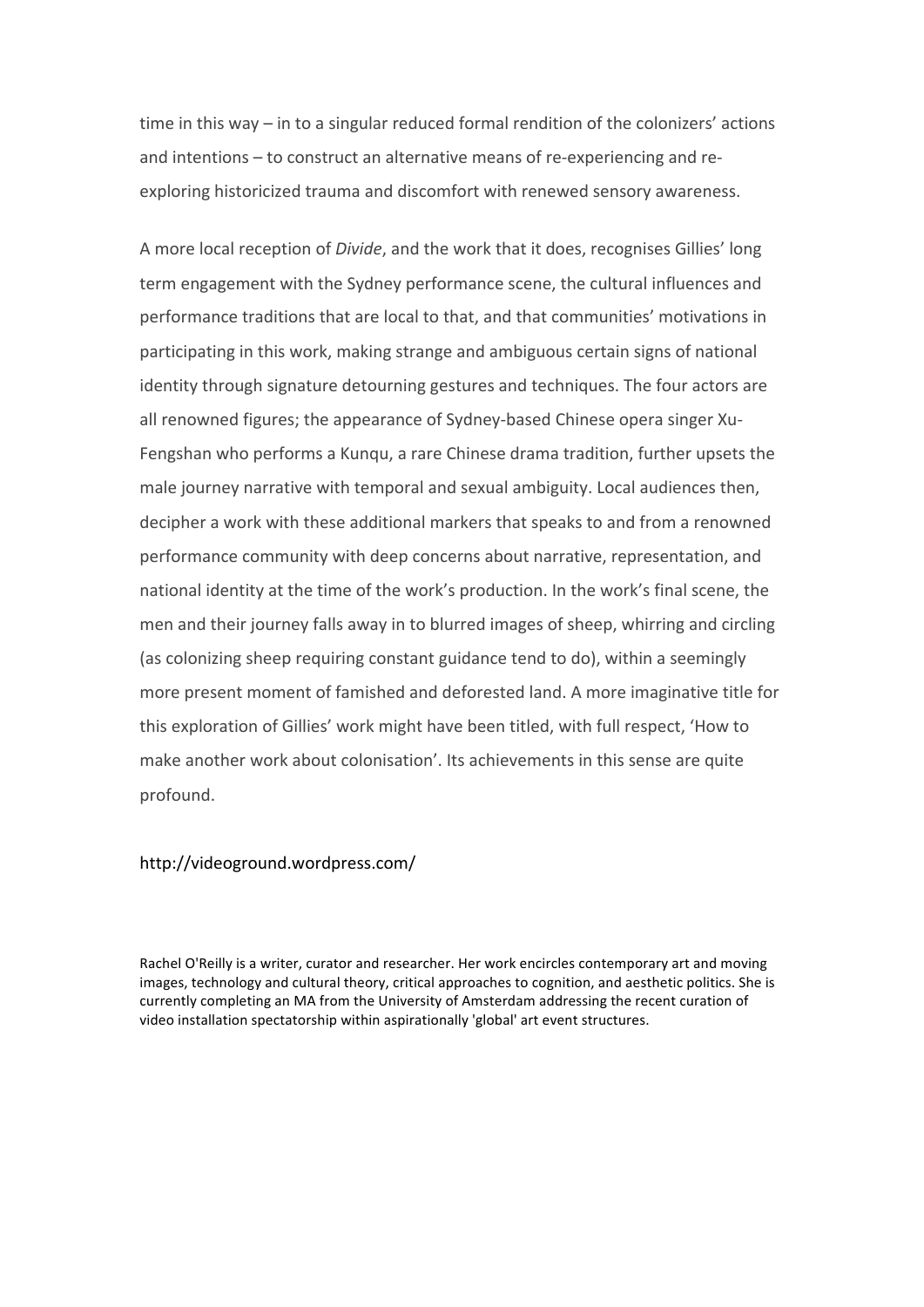time in this way – in to a singular reduced formal rendition of the colonizers' actions and intentions – to construct an alternative means of re-experiencing and re-exploring historicized trauma and discomfort with renewed sensory awareness.

A more local reception of *Divide*, and the work that it does, recognises Gillies' long term engagement with the Sydney performance scene, the cultural influences and performance traditions that are local to that, and that communities' motivations in participating in this work, making strange and ambiguous certain signs of national identity through signature detourning gestures and techniques. The four actors are all renowned figures; the appearance of Sydney-based Chinese opera singer Xu-Fengshan who performs a Kunqu, a rare Chinese drama tradition, further upsets the male journey narrative with temporal and sexual ambiguity. Local audiences then, decipher a work with these additional markers that speaks to and from a renowned performance community with deep concerns about narrative, representation, and national identity at the time of the work's production. In the work's final scene, the men and their journey falls away in to blurred images of sheep, whirring and circling (as colonizing sheep requiring constant guidance tend to do), within a seemingly more present moment of famished and deforested land. A more imaginative title for this exploration of Gillies' work might have been titled, with full respect, 'How to make another work about colonisation'. Its achievements in this sense are quite profound.

http://videoground.wordpress.com/

Rachel O'Reilly is a writer, curator and researcher. Her work encircles contemporary art and moving images, technology and cultural theory, critical approaches to cognition, and aesthetic politics. She is currently completing an MA from the University of Amsterdam addressing the recent curation of video installation spectatorship within aspirationally 'global' art event structures.